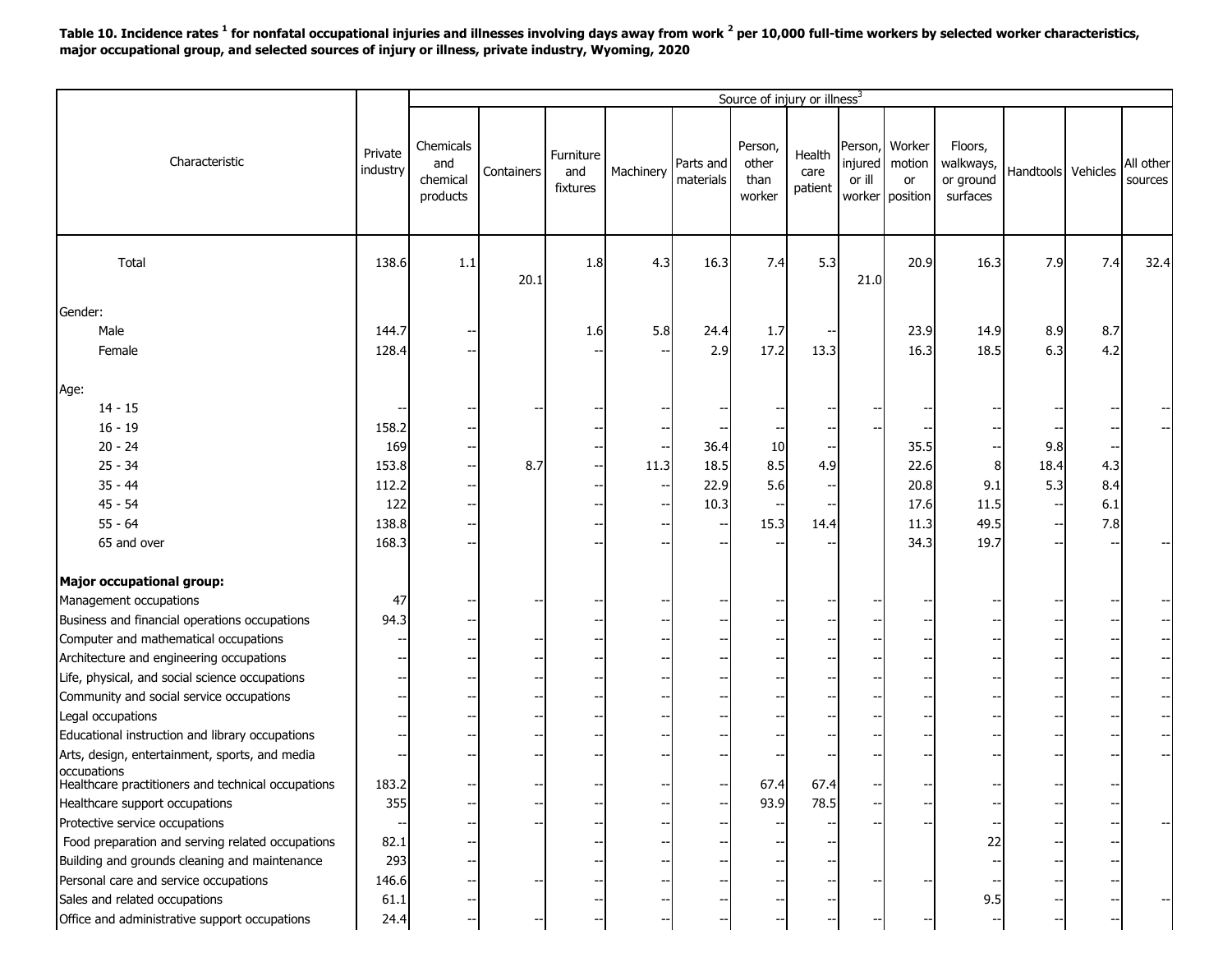**Table 10. Incidence rates [1] for nonfatal occupational injuries and illnesses involving days away from work [2] per 10,000 full-time workers by selected worker characteristics, major occupational group, and selected sources of injury or illness, private industry, Wyoming, 2020**

| Characteristic | Private industry | Source of injury or illness[3] | | | | | | | | | | | | |
|---|---|---|---|---|---|---|---|---|---|---|---|---|---|---|
| | | Chemicals and chemical products | Containers | Furniture and fixtures | Machinery | Parts and materials | Person, other than worker | Health care patient | Person, injured or ill worker | Worker motion or position | Floors, walkways, or ground surfaces | Handtools | Vehicles | All other sources |
| Total | 138.6 | 1.1 | 20.1 | 1.8 | 4.3 | 16.3 | 7.4 | 5.3 | 21.0 | 20.9 | 16.3 | 7.9 | 7.4 | 32.4 |
| **Gender:** | | | | | | | | | | | | | | |
| Male | 144.7 | -- | | 1.6 | 5.8 | 24.4 | 1.7 | -- | | 23.9 | 14.9 | 8.9 | 8.7 | |
| Female | 128.4 | -- | | -- | -- | 2.9 | 17.2 | 13.3 | | 16.3 | 18.5 | 6.3 | 4.2 | |
| **Age:** | | | | | | | | | | | | | | |
| 14 - 15 | -- | -- | -- | -- | -- | -- | -- | -- | -- | -- | -- | -- | -- | -- |
| 16 - 19 | 158.2 | -- | | -- | -- | -- | -- | -- | -- | -- | -- | -- | -- | -- |
| 20 - 24 | 169 | -- | | -- | -- | 36.4 | 10 | -- | | 35.5 | -- | 9.8 | -- | |
| 25 - 34 | 153.8 | -- | 8.7 | -- | 11.3 | 18.5 | 8.5 | 4.9 | | 22.6 | 8 | 18.4 | 4.3 | |
| 35 - 44 | 112.2 | -- | | -- | -- | 22.9 | 5.6 | -- | | 20.8 | 9.1 | 5.3 | 8.4 | |
| 45 - 54 | 122 | -- | | -- | -- | 10.3 | -- | -- | | 17.6 | 11.5 | -- | 6.1 | |
| 55 - 64 | 138.8 | -- | | -- | -- | -- | 15.3 | 14.4 | | 11.3 | 49.5 | -- | 7.8 | |
| 65 and over | 168.3 | -- | | -- | -- | -- | -- | -- | | 34.3 | 19.7 | -- | -- | -- |
| **Major occupational group:** | | | | | | | | | | | | | | |
| Management occupations | 47 | -- | -- | -- | -- | -- | -- | -- | -- | -- | -- | -- | -- | -- |
| Business and financial operations occupations | 94.3 | -- | -- | -- | -- | -- | -- | -- | -- | -- | -- | -- | -- | -- |
| Computer and mathematical occupations | -- | -- | -- | -- | -- | -- | -- | -- | -- | -- | -- | -- | -- | -- |
| Architecture and engineering occupations | -- | -- | -- | -- | -- | -- | -- | -- | -- | -- | -- | -- | -- | -- |
| Life, physical, and social science occupations | -- | -- | -- | -- | -- | -- | -- | -- | -- | -- | -- | -- | -- | -- |
| Community and social service occupations | -- | -- | -- | -- | -- | -- | -- | -- | -- | -- | -- | -- | -- | -- |
| Legal occupations | -- | -- | -- | -- | -- | -- | -- | -- | -- | -- | -- | -- | -- | -- |
| Educational instruction and library occupations | -- | -- | -- | -- | -- | -- | -- | -- | -- | -- | -- | -- | -- | -- |
| Arts, design, entertainment, sports, and media occupations | -- | -- | -- | -- | -- | -- | -- | -- | -- | -- | -- | -- | -- | -- |
| Healthcare practitioners and technical occupations | 183.2 | -- | -- | -- | -- | -- | 67.4 | 67.4 | -- | -- | -- | -- | -- | -- |
| Healthcare support occupations | 355 | -- | -- | -- | -- | -- | 93.9 | 78.5 | -- | -- | -- | -- | -- | |
| Protective service occupations | -- | -- | -- | -- | -- | -- | -- | -- | -- | -- | -- | -- | -- | -- |
| Food preparation and serving related occupations | 82.1 | -- | | -- | -- | -- | -- | -- | | | 22 | -- | -- | |
| Building and grounds cleaning and maintenance | 293 | -- | | -- | -- | -- | -- | -- | | | -- | -- | -- | |
| Personal care and service occupations | 146.6 | -- | -- | -- | -- | -- | -- | -- | -- | -- | -- | -- | -- | |
| Sales and related occupations | 61.1 | -- | | -- | -- | -- | -- | -- | | | 9.5 | -- | -- | -- |
| Office and administrative support occupations | 24.4 | -- | -- | -- | -- | -- | -- | -- | -- | -- | -- | -- | -- | |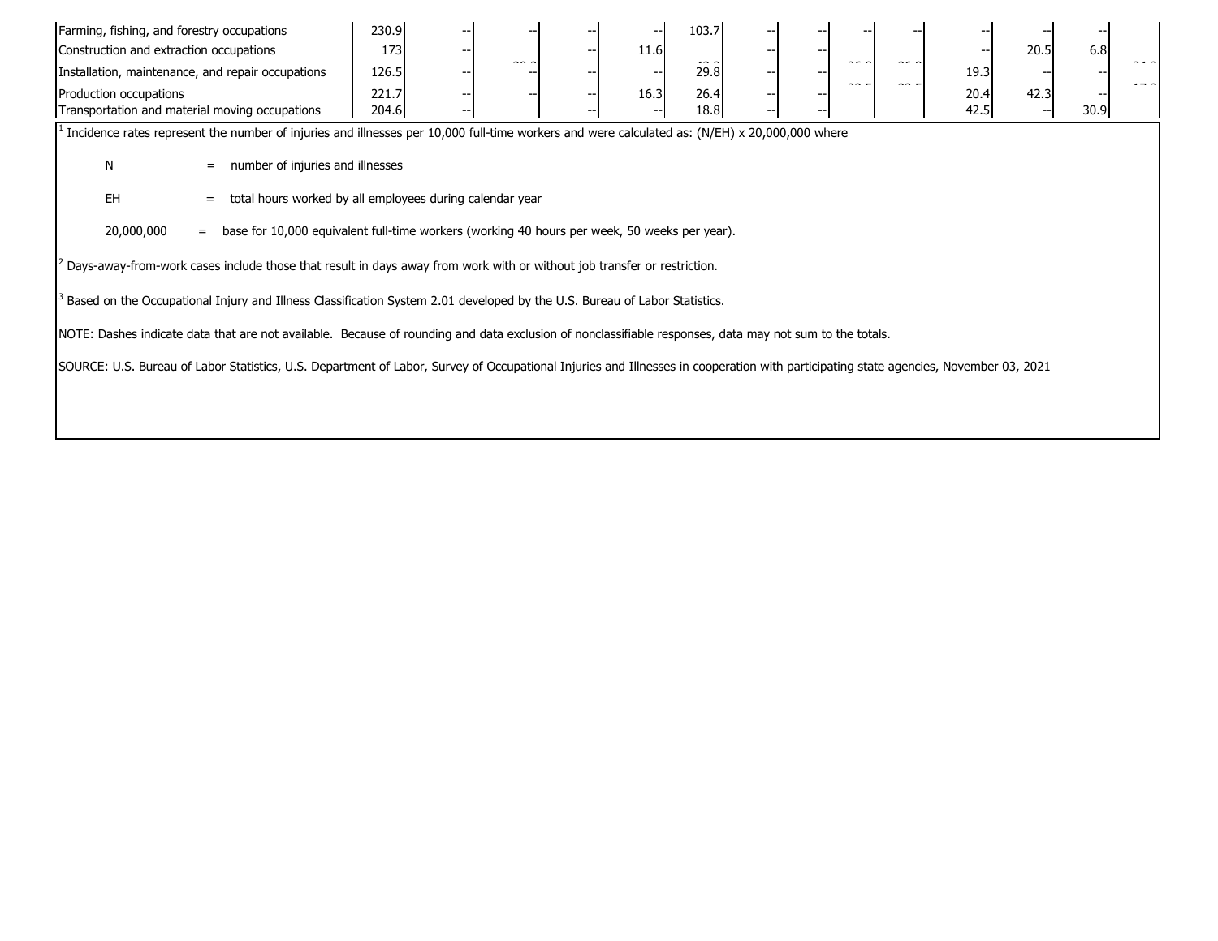| | | | | | | | | | | | | | | |
|---|---|---|---|---|---|---|---|---|---|---|---|---|---|---|
| Farming, fishing, and forestry occupations | 230.9 | -- | -- | -- | -- | 103.7 | -- | -- | -- | -- | -- | -- | -- | |
| Construction and extraction occupations | 173 | -- | | -- | 11.6 | | -- | -- | | | -- | 20.5 | 6.8 | |
| Installation, maintenance, and repair occupations | 126.5 | -- | -- | -- | -- | 29.8 | -- | -- | | | 19.3 | -- | -- | |
| Production occupations | 221.7 | -- | -- | -- | 16.3 | 26.4 | -- | -- | | | 20.4 | 42.3 | -- | |
| Transportation and material moving occupations | 204.6 | -- | | -- | -- | 18.8 | -- | -- | | | 42.5 | -- | 30.9 | |

[1] Incidence rates represent the number of injuries and illnesses per 10,000 full-time workers and were calculated as: (N/EH) x 20,000,000 where

N = number of injuries and illnesses

EH = total hours worked by all employees during calendar year

20,000,000 = base for 10,000 equivalent full-time workers (working 40 hours per week, 50 weeks per year).

[2] Days-away-from-work cases include those that result in days away from work with or without job transfer or restriction.

[3] Based on the Occupational Injury and Illness Classification System 2.01 developed by the U.S. Bureau of Labor Statistics.

NOTE: Dashes indicate data that are not available. Because of rounding and data exclusion of nonclassifiable responses, data may not sum to the totals.

SOURCE: U.S. Bureau of Labor Statistics, U.S. Department of Labor, Survey of Occupational Injuries and Illnesses in cooperation with participating state agencies, November 03, 2021